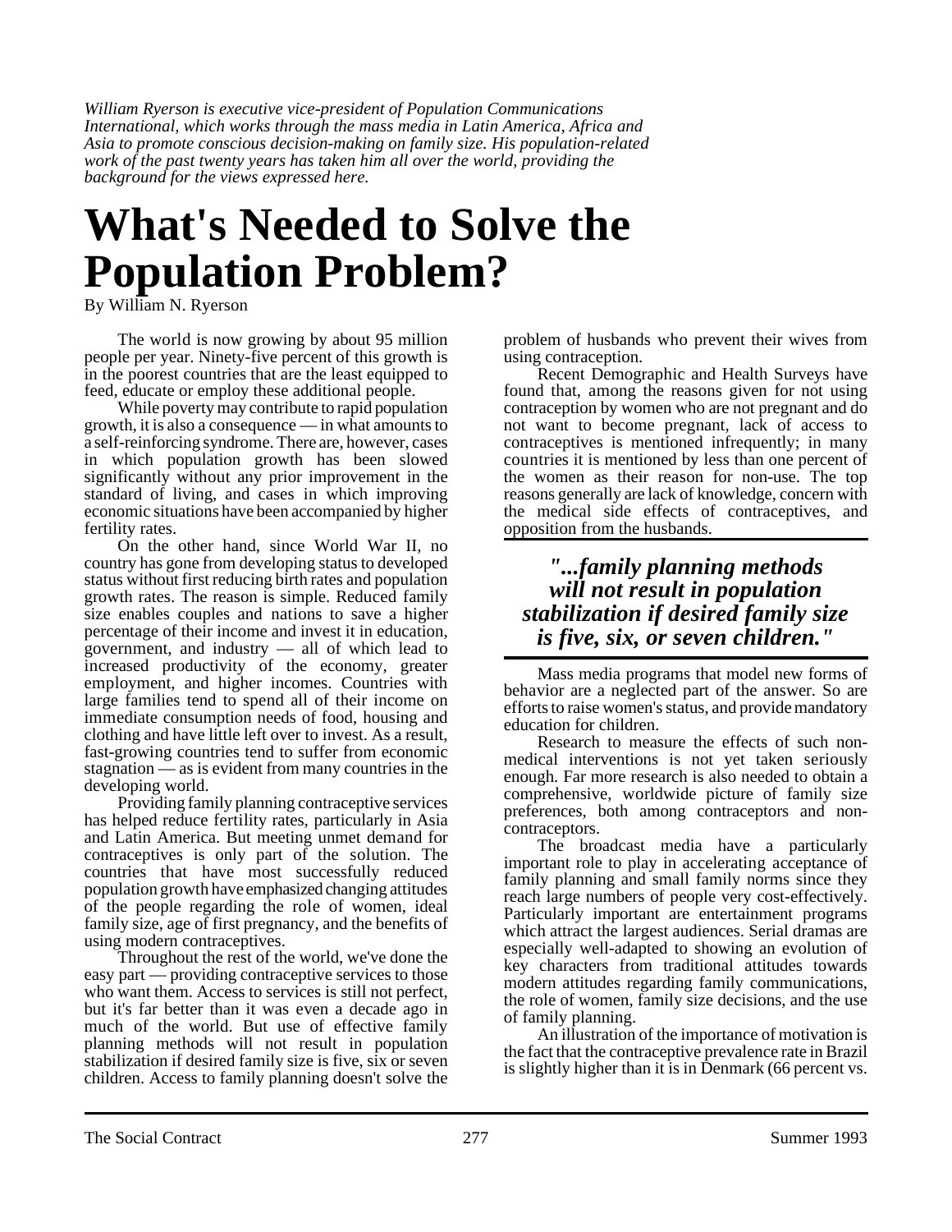*William Ryerson is executive vice-president of Population Communications International, which works through the mass media in Latin America, Africa and Asia to promote conscious decision-making on family size. His population-related work of the past twenty years has taken him all over the world, providing the background for the views expressed here.*

# What's Needed to Solve the Population Problem?

By William N. Ryerson

The world is now growing by about 95 million people per year. Ninety-five percent of this growth is in the poorest countries that are the least equipped to feed, educate or employ these additional people.

While poverty may contribute to rapid population growth, it is also a consequence — in what amounts to a self-reinforcing syndrome. There are, however, cases in which population growth has been slowed significantly without any prior improvement in the standard of living, and cases in which improving economic situations have been accompanied by higher fertility rates.

On the other hand, since World War II, no country has gone from developing status to developed status without first reducing birth rates and population growth rates. The reason is simple. Reduced family size enables couples and nations to save a higher percentage of their income and invest it in education, government, and industry — all of which lead to increased productivity of the economy, greater employment, and higher incomes. Countries with large families tend to spend all of their income on immediate consumption needs of food, housing and clothing and have little left over to invest. As a result, fast-growing countries tend to suffer from economic stagnation — as is evident from many countries in the developing world.

Providing family planning contraceptive services has helped reduce fertility rates, particularly in Asia and Latin America. But meeting unmet demand for contraceptives is only part of the solution. The countries that have most successfully reduced population growth have emphasized changing attitudes of the people regarding the role of women, ideal family size, age of first pregnancy, and the benefits of using modern contraceptives.

Throughout the rest of the world, we've done the easy part — providing contraceptive services to those who want them. Access to services is still not perfect, but it's far better than it was even a decade ago in much of the world. But use of effective family planning methods will not result in population stabilization if desired family size is five, six or seven children. Access to family planning doesn't solve the problem of husbands who prevent their wives from using contraception.

Recent Demographic and Health Surveys have found that, among the reasons given for not using contraception by women who are not pregnant and do not want to become pregnant, lack of access to contraceptives is mentioned infrequently; in many countries it is mentioned by less than one percent of the women as their reason for non-use. The top reasons generally are lack of knowledge, concern with the medical side effects of contraceptives, and opposition from the husbands.

> ***"...family planning methods will not result in population stabilization if desired family size is five, six, or seven children."***

Mass media programs that model new forms of behavior are a neglected part of the answer. So are efforts to raise women's status, and provide mandatory education for children.

Research to measure the effects of such non-medical interventions is not yet taken seriously enough. Far more research is also needed to obtain a comprehensive, worldwide picture of family size preferences, both among contraceptors and non-contraceptors.

The broadcast media have a particularly important role to play in accelerating acceptance of family planning and small family norms since they reach large numbers of people very cost-effectively. Particularly important are entertainment programs which attract the largest audiences. Serial dramas are especially well-adapted to showing an evolution of key characters from traditional attitudes towards modern attitudes regarding family communications, the role of women, family size decisions, and the use of family planning.

An illustration of the importance of motivation is the fact that the contraceptive prevalence rate in Brazil is slightly higher than it is in Denmark (66 percent vs.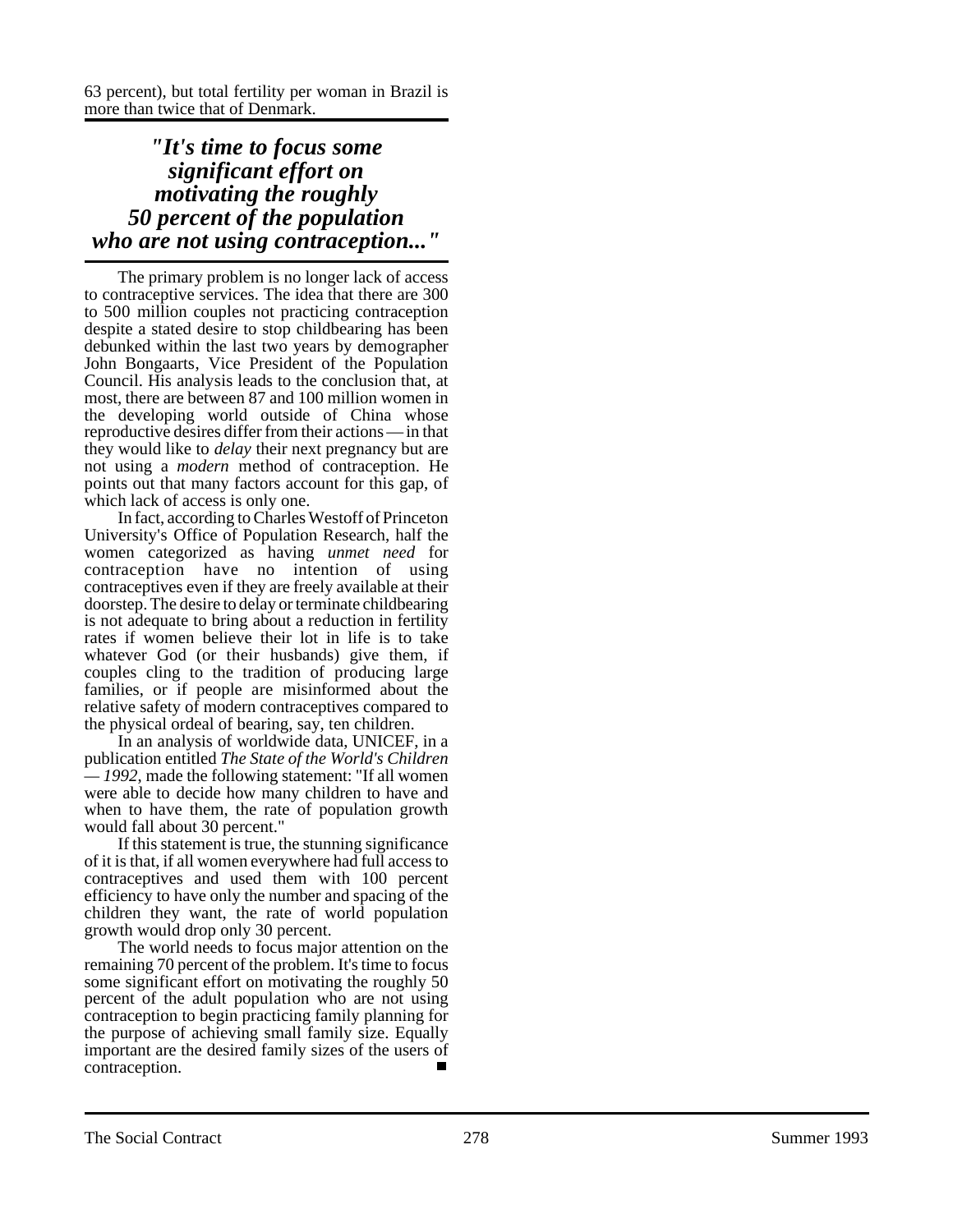63 percent), but total fertility per woman in Brazil is more than twice that of Denmark.

> ***"It's time to focus some significant effort on motivating the roughly 50 percent of the population who are not using contraception..."***

The primary problem is no longer lack of access to contraceptive services. The idea that there are 300 to 500 million couples not practicing contraception despite a stated desire to stop childbearing has been debunked within the last two years by demographer John Bongaarts, Vice President of the Population Council. His analysis leads to the conclusion that, at most, there are between 87 and 100 million women in the developing world outside of China whose reproductive desires differ from their actions — in that they would like to *delay* their next pregnancy but are not using a *modern* method of contraception. He points out that many factors account for this gap, of which lack of access is only one.

In fact, according to Charles Westoff of Princeton University's Office of Population Research, half the women categorized as having *unmet need* for contraception have no intention of using contraceptives even if they are freely available at their doorstep. The desire to delay or terminate childbearing is not adequate to bring about a reduction in fertility rates if women believe their lot in life is to take whatever God (or their husbands) give them, if couples cling to the tradition of producing large families, or if people are misinformed about the relative safety of modern contraceptives compared to the physical ordeal of bearing, say, ten children.

In an analysis of worldwide data, UNICEF, in a publication entitled *The State of the World's Children — 1992*, made the following statement: "If all women were able to decide how many children to have and when to have them, the rate of population growth would fall about 30 percent."

If this statement is true, the stunning significance of it is that, if all women everywhere had full access to contraceptives and used them with 100 percent efficiency to have only the number and spacing of the children they want, the rate of world population growth would drop only 30 percent.

The world needs to focus major attention on the remaining 70 percent of the problem. It's time to focus some significant effort on motivating the roughly 50 percent of the adult population who are not using contraception to begin practicing family planning for the purpose of achieving small family size. Equally important are the desired family sizes of the users of contraception. ■